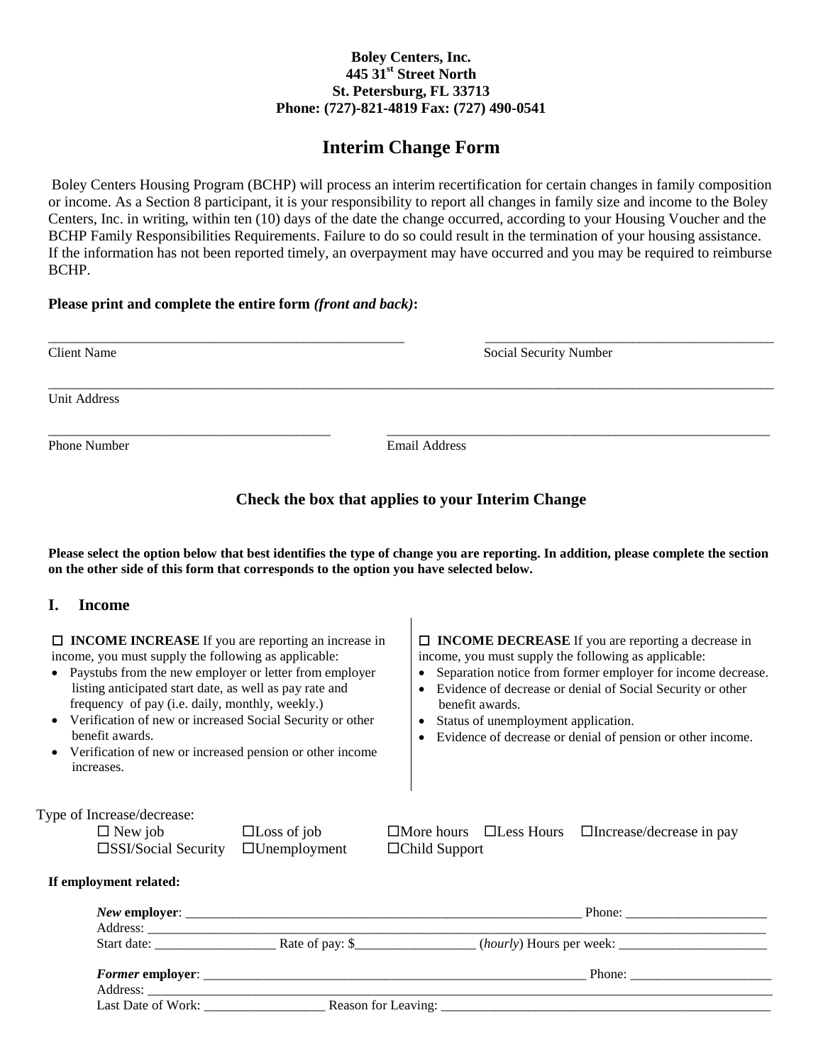**Boley Centers, Inc.**
**445 31st Street North**
**St. Petersburg, FL 33713**
**Phone: (727)-821-4819 Fax: (727) 490-0541**

# Interim Change Form

Boley Centers Housing Program (BCHP) will process an interim recertification for certain changes in family composition or income. As a Section 8 participant, it is your responsibility to report all changes in family size and income to the Boley Centers, Inc. in writing, within ten (10) days of the date the change occurred, according to your Housing Voucher and the BCHP Family Responsibilities Requirements. Failure to do so could result in the termination of your housing assistance. If the information has not been reported timely, an overpayment may have occurred and you may be required to reimburse BCHP.

**Please print and complete the entire form *(front and back)*:**

_______________________________________ Client Name

_______________________________________ Social Security Number

_______________________________________ Unit Address

_______________________________________ Phone Number

_______________________________________ Email Address

### Check the box that applies to your Interim Change

**Please select the option below that best identifies the type of change you are reporting. In addition, please complete the section on the other side of this form that corresponds to the option you have selected below.**

## I. Income

☐ **INCOME INCREASE** If you are reporting an increase in income, you must supply the following as applicable:

- Paystubs from the new employer or letter from employer listing anticipated start date, as well as pay rate and frequency of pay (i.e. daily, monthly, weekly.)
- Verification of new or increased Social Security or other benefit awards.
- Verification of new or increased pension or other income increases.

☐ **INCOME DECREASE** If you are reporting a decrease in income, you must supply the following as applicable:

- Separation notice from former employer for income decrease.
- Evidence of decrease or denial of Social Security or other benefit awards.
- Status of unemployment application.
- Evidence of decrease or denial of pension or other income.

Type of Increase/decrease:

☐ New job ☐Loss of job ☐More hours ☐Less Hours ☐Increase/decrease in pay
☐SSI/Social Security ☐Unemployment ☐Child Support

**If employment related:**

***New* employer**: _______________________________ Phone: ____________
Address: _______________________________________________
Start date: ____________ Rate of pay: $____________ (*hourly*) Hours per week: ____________

***Former* employer**: _______________________________ Phone: ____________
Address: _______________________________________________
Last Date of Work: ____________ Reason for Leaving: _______________________________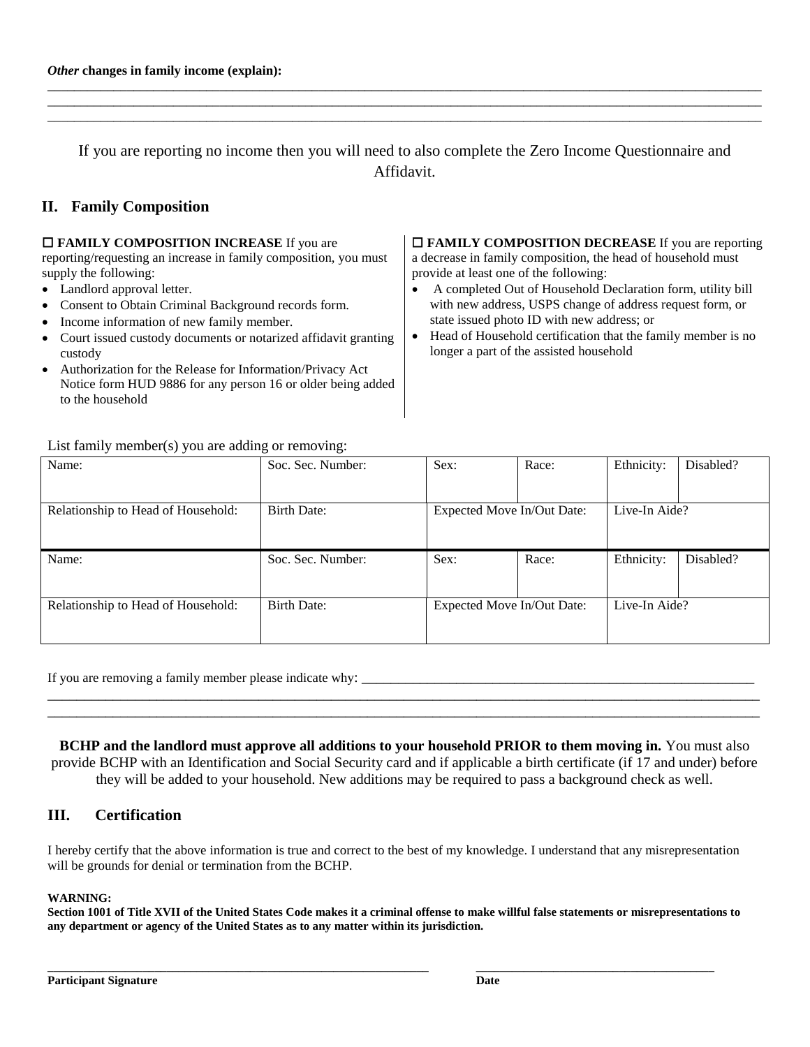***Other*** **changes in family income (explain):**

\_\_\_\_\_\_\_\_\_\_\_\_\_\_\_\_\_\_\_\_\_\_\_\_\_\_\_\_\_\_\_\_\_\_\_\_\_\_\_\_\_\_\_\_\_\_\_\_\_\_\_\_\_\_\_\_\_\_\_\_\_\_\_\_\_\_\_\_\_\_\_\_\_\_\_\_\_\_\_\_\_\_\_\_

\_\_\_\_\_\_\_\_\_\_\_\_\_\_\_\_\_\_\_\_\_\_\_\_\_\_\_\_\_\_\_\_\_\_\_\_\_\_\_\_\_\_\_\_\_\_\_\_\_\_\_\_\_\_\_\_\_\_\_\_\_\_\_\_\_\_\_\_\_\_\_\_\_\_\_\_\_\_\_\_\_\_\_\_

\_\_\_\_\_\_\_\_\_\_\_\_\_\_\_\_\_\_\_\_\_\_\_\_\_\_\_\_\_\_\_\_\_\_\_\_\_\_\_\_\_\_\_\_\_\_\_\_\_\_\_\_\_\_\_\_\_\_\_\_\_\_\_\_\_\_\_\_\_\_\_\_\_\_\_\_\_\_\_\_\_\_\_\_

If you are reporting no income then you will need to also complete the Zero Income Questionnaire and Affidavit.

## II. Family Composition

☐ **FAMILY COMPOSITION INCREASE** If you are reporting/requesting an increase in family composition, you must supply the following:

- Landlord approval letter.
- Consent to Obtain Criminal Background records form.
- Income information of new family member.
- Court issued custody documents or notarized affidavit granting custody
- Authorization for the Release for Information/Privacy Act Notice form HUD 9886 for any person 16 or older being added to the household

☐ **FAMILY COMPOSITION DECREASE** If you are reporting a decrease in family composition, the head of household must provide at least one of the following:

- A completed Out of Household Declaration form, utility bill with new address, USPS change of address request form, or state issued photo ID with new address; or
- Head of Household certification that the family member is no longer a part of the assisted household

List family member(s) you are adding or removing:

| | | | | | |
|---|---|---|---|---|---|
| Name: | Soc. Sec. Number: | Sex: | Race: | Ethnicity: | Disabled? |
| Relationship to Head of Household: | Birth Date: | Expected Move In/Out Date: | | Live-In Aide? | |
| Name: | Soc. Sec. Number: | Sex: | Race: | Ethnicity: | Disabled? |
| Relationship to Head of Household: | Birth Date: | Expected Move In/Out Date: | | Live-In Aide? | |

If you are removing a family member please indicate why: \_\_\_\_\_\_\_\_\_\_\_\_\_\_\_\_\_\_\_\_\_\_\_\_\_\_\_\_\_\_\_\_\_\_\_\_\_\_\_\_\_\_\_\_

\_\_\_\_\_\_\_\_\_\_\_\_\_\_\_\_\_\_\_\_\_\_\_\_\_\_\_\_\_\_\_\_\_\_\_\_\_\_\_\_\_\_\_\_\_\_\_\_\_\_\_\_\_\_\_\_\_\_\_\_\_\_\_\_\_\_\_\_\_\_\_\_\_\_\_\_\_\_\_\_\_\_\_\_

\_\_\_\_\_\_\_\_\_\_\_\_\_\_\_\_\_\_\_\_\_\_\_\_\_\_\_\_\_\_\_\_\_\_\_\_\_\_\_\_\_\_\_\_\_\_\_\_\_\_\_\_\_\_\_\_\_\_\_\_\_\_\_\_\_\_\_\_\_\_\_\_\_\_\_\_\_\_\_\_\_\_\_\_

**BCHP and the landlord must approve all additions to your household PRIOR to them moving in.** You must also provide BCHP with an Identification and Social Security card and if applicable a birth certificate (if 17 and under) before they will be added to your household. New additions may be required to pass a background check as well.

## III. Certification

I hereby certify that the above information is true and correct to the best of my knowledge. I understand that any misrepresentation will be grounds for denial or termination from the BCHP.

**WARNING:**
**Section 1001 of Title XVII of the United States Code makes it a criminal offense to make willful false statements or misrepresentations to any department or agency of the United States as to any matter within its jurisdiction.**

\_\_\_\_\_\_\_\_\_\_\_\_\_\_\_\_\_\_\_\_\_\_\_\_\_\_\_\_\_\_\_\_\_\_\_\_\_\_\_\_ \_\_\_\_\_\_\_\_\_\_\_\_\_\_\_\_\_\_\_\_\_\_\_\_\_\_\_\_

**Participant Signature** **Date**